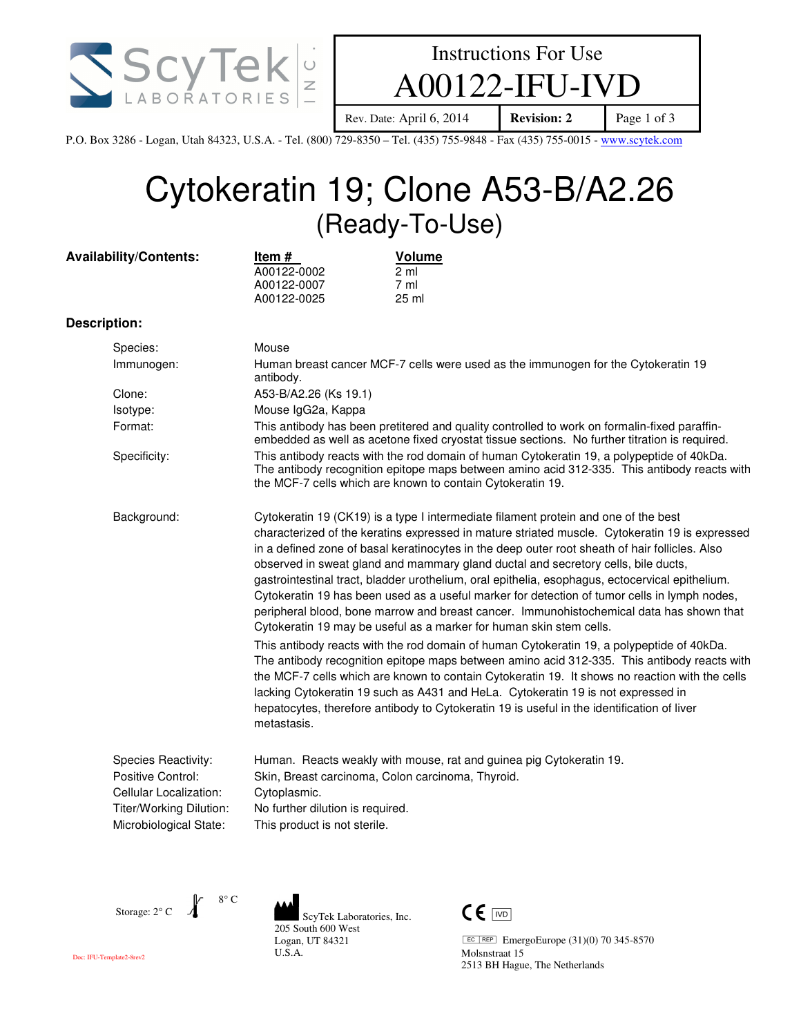# Instructions For Use

# A00122-IFU-IVD

| Rev. Date: April 6, 2014 | **Revision: 2** |
|---|---|

P.O. Box 3286 - Logan, Utah 84323, U.S.A. - Tel. (800) 729-8350 – Tel. (435) 755-9848 - Fax (435) 755-0015 - www.scytek.com

# Cytokeratin 19; Clone A53-B/A2.26

## (Ready-To-Use)

**Availability/Contents:**

| Item # | Volume |
|---|---|
| A00122-0002 | 2 ml |
| A00122-0007 | 7 ml |
| A00122-0025 | 25 ml |

**Description:**

Species: Mouse

Immunogen: Human breast cancer MCF-7 cells were used as the immunogen for the Cytokeratin 19 antibody.

Clone: A53-B/A2.26 (Ks 19.1)

Isotype: Mouse IgG2a, Kappa

Format: This antibody has been pretitered and quality controlled to work on formalin-fixed paraffin-embedded as well as acetone fixed cryostat tissue sections. No further titration is required.

Specificity: This antibody reacts with the rod domain of human Cytokeratin 19, a polypeptide of 40kDa. The antibody recognition epitope maps between amino acid 312-335. This antibody reacts with the MCF-7 cells which are known to contain Cytokeratin 19.

Background: Cytokeratin 19 (CK19) is a type I intermediate filament protein and one of the best characterized of the keratins expressed in mature striated muscle. Cytokeratin 19 is expressed in a defined zone of basal keratinocytes in the deep outer root sheath of hair follicles. Also observed in sweat gland and mammary gland ductal and secretory cells, bile ducts, gastrointestinal tract, bladder urothelium, oral epithelia, esophagus, ectocervical epithelium. Cytokeratin 19 has been used as a useful marker for detection of tumor cells in lymph nodes, peripheral blood, bone marrow and breast cancer. Immunohistochemical data has shown that Cytokeratin 19 may be useful as a marker for human skin stem cells.

This antibody reacts with the rod domain of human Cytokeratin 19, a polypeptide of 40kDa. The antibody recognition epitope maps between amino acid 312-335. This antibody reacts with the MCF-7 cells which are known to contain Cytokeratin 19. It shows no reaction with the cells lacking Cytokeratin 19 such as A431 and HeLa. Cytokeratin 19 is not expressed in hepatocytes, therefore antibody to Cytokeratin 19 is useful in the identification of liver metastasis.

Species Reactivity: Human. Reacts weakly with mouse, rat and guinea pig Cytokeratin 19.

Positive Control: Skin, Breast carcinoma, Colon carcinoma, Thyroid.

Cellular Localization: Cytoplasmic.

Titer/Working Dilution: No further dilution is required.

Microbiological State: This product is not sterile.

Storage: 2° C – 8° C

ScyTek Laboratories, Inc.
205 South 600 West
Logan, UT 84321
U.S.A.

CE IVD

EC REP EmergoEurope (31)(0) 70 345-8570
Molsnstraat 15
2513 BH Hague, The Netherlands

Doc: IFU-Template2-8rev2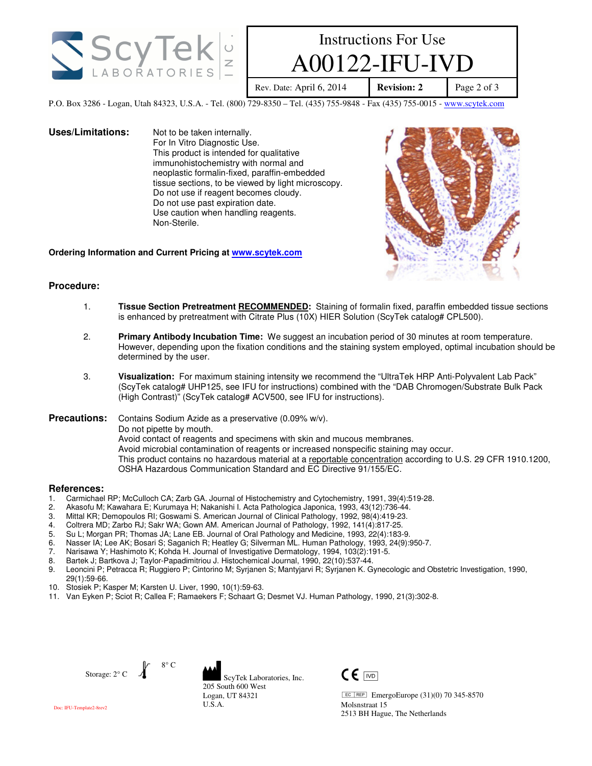Instructions For Use

A00122-IFU-IVD

Rev. Date: April 6, 2014 | **Revision: 2**

P.O. Box 3286 - Logan, Utah 84323, U.S.A. - Tel. (800) 729-8350 – Tel. (435) 755-9848 - Fax (435) 755-0015 - www.scytek.com

**Uses/Limitations:**

Not to be taken internally.
For In Vitro Diagnostic Use.
This product is intended for qualitative immunohistochemistry with normal and neoplastic formalin-fixed, paraffin-embedded tissue sections, to be viewed by light microscopy.
Do not use if reagent becomes cloudy.
Do not use past expiration date.
Use caution when handling reagents.
Non-Sterile.

**Ordering Information and Current Pricing at www.scytek.com**

## Procedure:

1. **Tissue Section Pretreatment RECOMMENDED:** Staining of formalin fixed, paraffin embedded tissue sections is enhanced by pretreatment with Citrate Plus (10X) HIER Solution (ScyTek catalog# CPL500).

2. **Primary Antibody Incubation Time:** We suggest an incubation period of 30 minutes at room temperature. However, depending upon the fixation conditions and the staining system employed, optimal incubation should be determined by the user.

3. **Visualization:** For maximum staining intensity we recommend the "UltraTek HRP Anti-Polyvalent Lab Pack" (ScyTek catalog# UHP125, see IFU for instructions) combined with the "DAB Chromogen/Substrate Bulk Pack (High Contrast)" (ScyTek catalog# ACV500, see IFU for instructions).

**Precautions:**

Contains Sodium Azide as a preservative (0.09% w/v).
Do not pipette by mouth.
Avoid contact of reagents and specimens with skin and mucous membranes.
Avoid microbial contamination of reagents or increased nonspecific staining may occur.
This product contains no hazardous material at a reportable concentration according to U.S. 29 CFR 1910.1200, OSHA Hazardous Communication Standard and EC Directive 91/155/EC.

## References:

1. Carmichael RP; McCulloch CA; Zarb GA. Journal of Histochemistry and Cytochemistry, 1991, 39(4):519-28.
2. Akasofu M; Kawahara E; Kurumaya H; Nakanishi I. Acta Pathologica Japonica, 1993, 43(12):736-44.
3. Mittal KR; Demopoulos RI; Goswami S. American Journal of Clinical Pathology, 1992, 98(4):419-23.
4. Coltrera MD; Zarbo RJ; Sakr WA; Gown AM. American Journal of Pathology, 1992, 141(4):817-25.
5. Su L; Morgan PR; Thomas JA; Lane EB. Journal of Oral Pathology and Medicine, 1993, 22(4):183-9.
6. Nasser IA; Lee AK; Bosari S; Saganich R; Heatley G; Silverman ML. Human Pathology, 1993, 24(9):950-7.
7. Narisawa Y; Hashimoto K; Kohda H. Journal of Investigative Dermatology, 1994, 103(2):191-5.
8. Bartek J; Bartkova J; Taylor-Papadimitriou J. Histochemical Journal, 1990, 22(10):537-44.
9. Leoncini P; Petracca R; Ruggiero P; Cintorino M; Syrjanen S; Mantyjarvi R; Syrjanen K. Gynecologic and Obstetric Investigation, 1990, 29(1):59-66.
10. Stosiek P; Kasper M; Karsten U. Liver, 1990, 10(1):59-63.
11. Van Eyken P; Sciot R; Callea F; Ramaekers F; Schaart G; Desmet VJ. Human Pathology, 1990, 21(3):302-8.

Storage: 2° C – 8° C

ScyTek Laboratories, Inc.
205 South 600 West
Logan, UT 84321
U.S.A.

CE IVD

EC REP EmergoEurope (31)(0) 70 345-8570
Molsnstraat 15
2513 BH Hague, The Netherlands

Doc: IFU-Template2-8rev2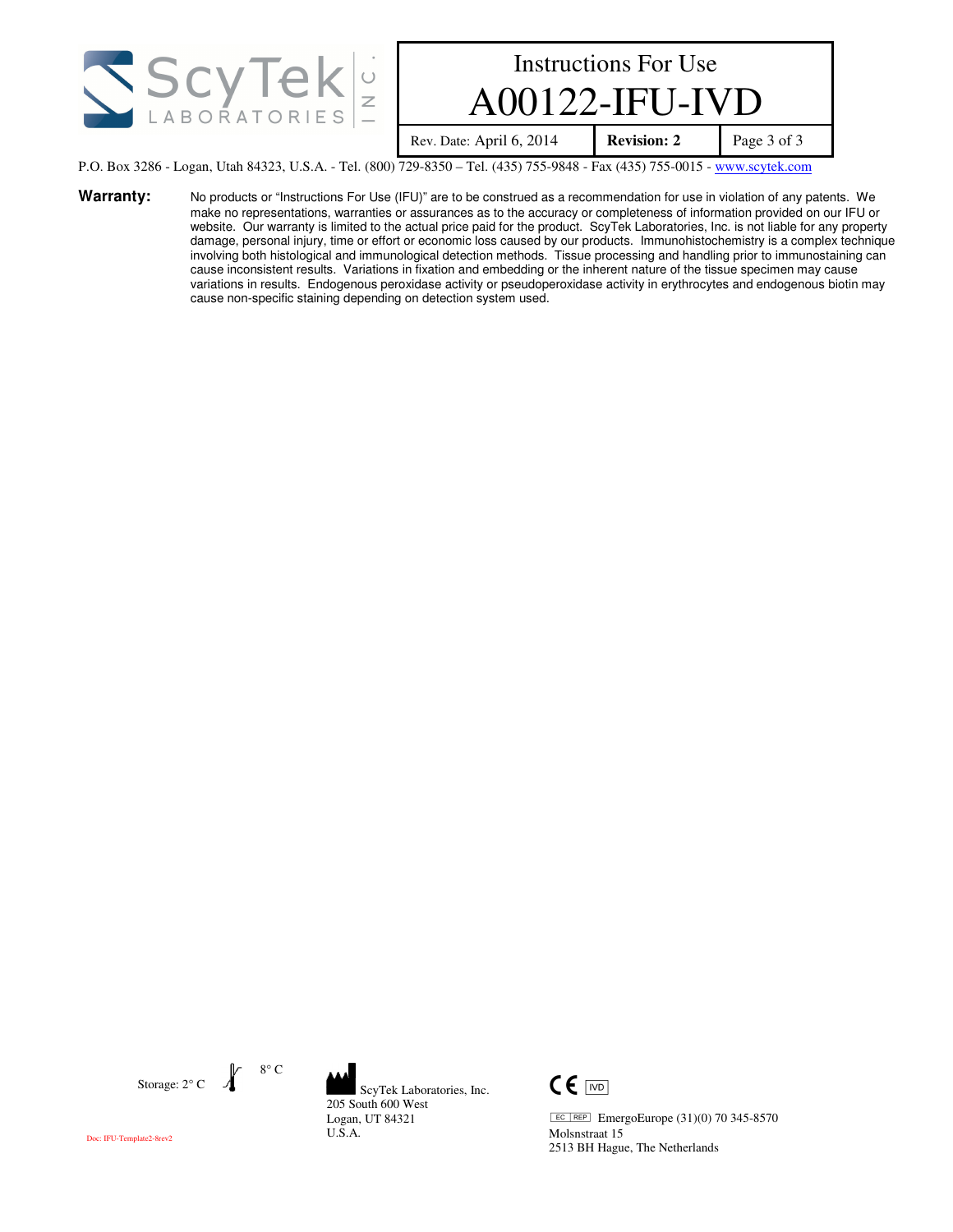**Warranty:** No products or "Instructions For Use (IFU)" are to be construed as a recommendation for use in violation of any patents. We make no representations, warranties or assurances as to the accuracy or completeness of information provided on our IFU or website. Our warranty is limited to the actual price paid for the product. ScyTek Laboratories, Inc. is not liable for any property damage, personal injury, time or effort or economic loss caused by our products. Immunohistochemistry is a complex technique involving both histological and immunological detection methods. Tissue processing and handling prior to immunostaining can cause inconsistent results. Variations in fixation and embedding or the inherent nature of the tissue specimen may cause variations in results. Endogenous peroxidase activity or pseudoperoxidase activity in erythrocytes and endogenous biotin may cause non-specific staining depending on detection system used.

Storage: 2° C – 8° C

ScyTek Laboratories, Inc.
205 South 600 West
Logan, UT 84321
U.S.A.

CE IVD

EC REP EmergoEurope (31)(0) 70 345-8570
Molsnstraat 15
2513 BH Hague, The Netherlands

Doc: IFU-Template2-8rev2